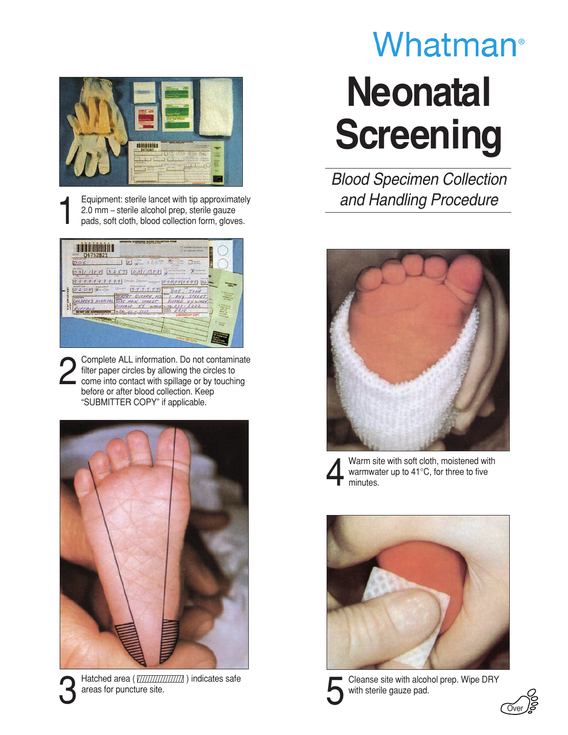Whatman®

# Neonatal Screening

## *Blood Specimen Collection and Handling Procedure*

1. Equipment: sterile lancet with tip approximately 2.0 mm – sterile alcohol prep, sterile gauze pads, soft cloth, blood collection form, gloves.

2. Complete ALL information. Do not contaminate filter paper circles by allowing the circles to come into contact with spillage or by touching before or after blood collection. Keep "SUBMITTER COPY" if applicable.

3. Hatched area ( ▨ ) indicates safe areas for puncture site.

4. Warm site with soft cloth, moistened with warmwater up to 41°C, for three to five minutes.

5. Cleanse site with alcohol prep. Wipe DRY with sterile gauze pad.

Over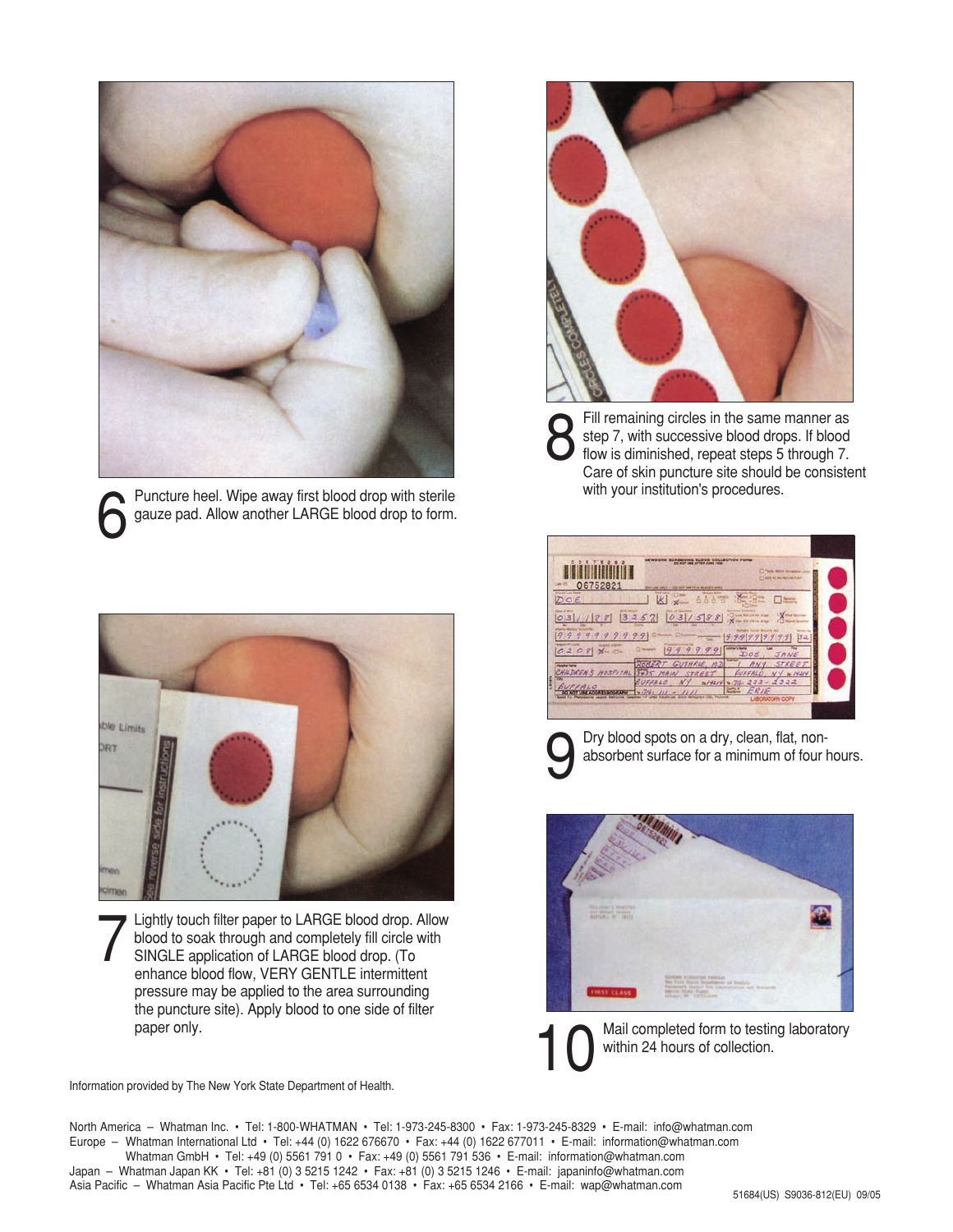6 Puncture heel. Wipe away first blood drop with sterile gauze pad. Allow another LARGE blood drop to form.

7 Lightly touch filter paper to LARGE blood drop. Allow blood to soak through and completely fill circle with SINGLE application of LARGE blood drop. (To enhance blood flow, VERY GENTLE intermittent pressure may be applied to the area surrounding the puncture site). Apply blood to one side of filter paper only.

8 Fill remaining circles in the same manner as step 7, with successive blood drops. If blood flow is diminished, repeat steps 5 through 7. Care of skin puncture site should be consistent with your institution's procedures.

9 Dry blood spots on a dry, clean, flat, non-absorbent surface for a minimum of four hours.

10 Mail completed form to testing laboratory within 24 hours of collection.

Information provided by The New York State Department of Health.

North America – Whatman Inc. • Tel: 1-800-WHATMAN • Tel: 1-973-245-8300 • Fax: 1-973-245-8329 • E-mail: info@whatman.com
Europe – Whatman International Ltd • Tel: +44 (0) 1622 676670 • Fax: +44 (0) 1622 677011 • E-mail: information@whatman.com
Whatman GmbH • Tel: +49 (0) 5561 791 0 • Fax: +49 (0) 5561 791 536 • E-mail: information@whatman.com
Japan – Whatman Japan KK • Tel: +81 (0) 3 5215 1242 • Fax: +81 (0) 3 5215 1246 • E-mail: japaninfo@whatman.com
Asia Pacific – Whatman Asia Pacific Pte Ltd • Tel: +65 6534 0138 • Fax: +65 6534 2166 • E-mail: wap@whatman.com

51684(US) S9036-812(EU) 09/05